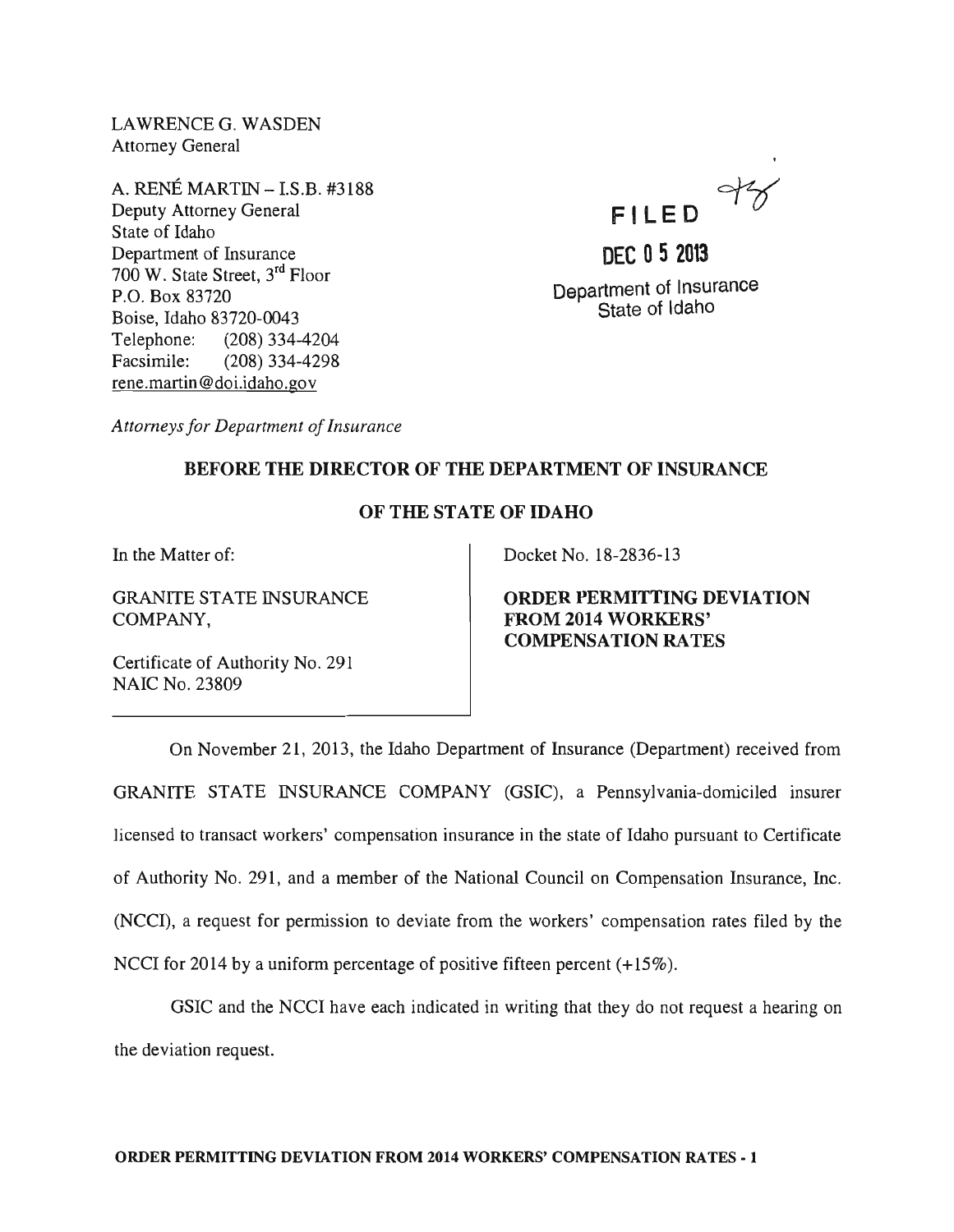LAWRENCE G. WASDEN
Attorney General

A. RENÉ MARTIN – I.S.B. #3188
Deputy Attorney General
State of Idaho
Department of Insurance
700 W. State Street, 3rd Floor
P.O. Box 83720
Boise, Idaho 83720-0043
Telephone: (208) 334-4204
Facsimile: (208) 334-4298
rene.martin@doi.idaho.gov

*Attorneys for Department of Insurance*

FILED

DEC 05 2013

Department of Insurance
State of Idaho

## BEFORE THE DIRECTOR OF THE DEPARTMENT OF INSURANCE

## OF THE STATE OF IDAHO

In the Matter of:

GRANITE STATE INSURANCE COMPANY,

Certificate of Authority No. 291
NAIC No. 23809

Docket No. 18-2836-13

**ORDER PERMITTING DEVIATION FROM 2014 WORKERS' COMPENSATION RATES**

On November 21, 2013, the Idaho Department of Insurance (Department) received from GRANITE STATE INSURANCE COMPANY (GSIC), a Pennsylvania-domiciled insurer licensed to transact workers' compensation insurance in the state of Idaho pursuant to Certificate of Authority No. 291, and a member of the National Council on Compensation Insurance, Inc. (NCCI), a request for permission to deviate from the workers' compensation rates filed by the NCCI for 2014 by a uniform percentage of positive fifteen percent (+15%).

GSIC and the NCCI have each indicated in writing that they do not request a hearing on the deviation request.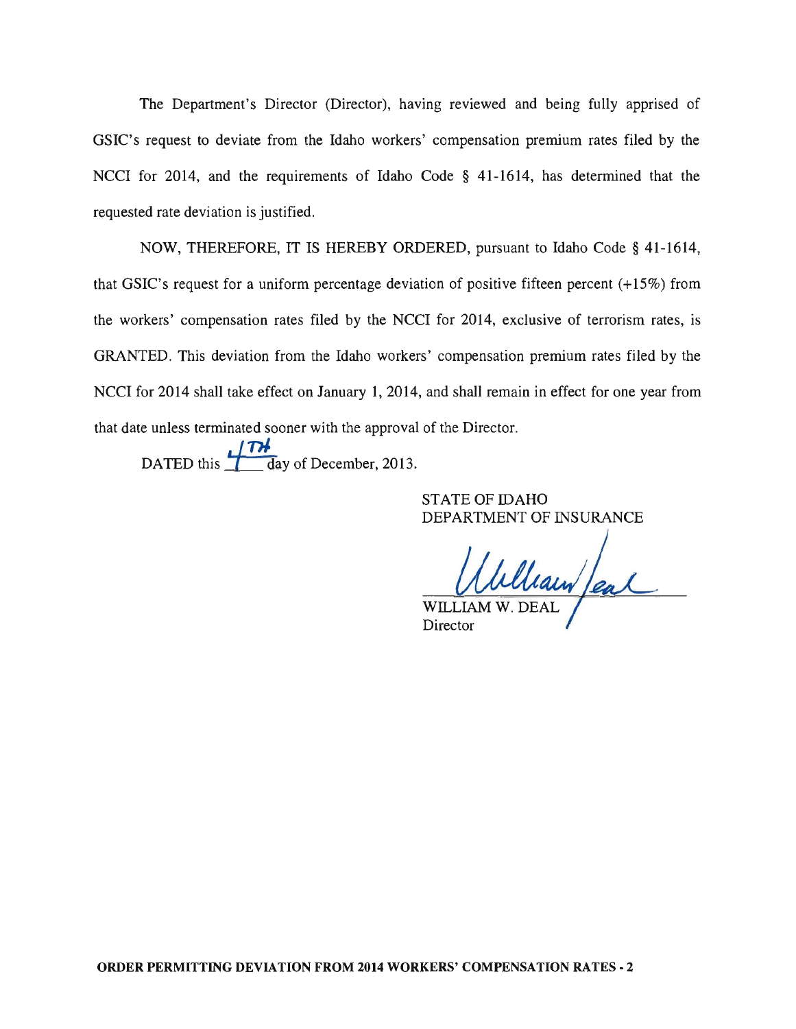The Department's Director (Director), having reviewed and being fully apprised of GSIC's request to deviate from the Idaho workers' compensation premium rates filed by the NCCI for 2014, and the requirements of Idaho Code § 41-1614, has determined that the requested rate deviation is justified.

NOW, THEREFORE, IT IS HEREBY ORDERED, pursuant to Idaho Code § 41-1614, that GSIC's request for a uniform percentage deviation of positive fifteen percent (+15%) from the workers' compensation rates filed by the NCCI for 2014, exclusive of terrorism rates, is GRANTED. This deviation from the Idaho workers' compensation premium rates filed by the NCCI for 2014 shall take effect on January 1, 2014, and shall remain in effect for one year from that date unless terminated sooner with the approval of the Director.

DATED this 4TH day of December, 2013.

STATE OF IDAHO
DEPARTMENT OF INSURANCE

William Deal

WILLIAM W. DEAL
Director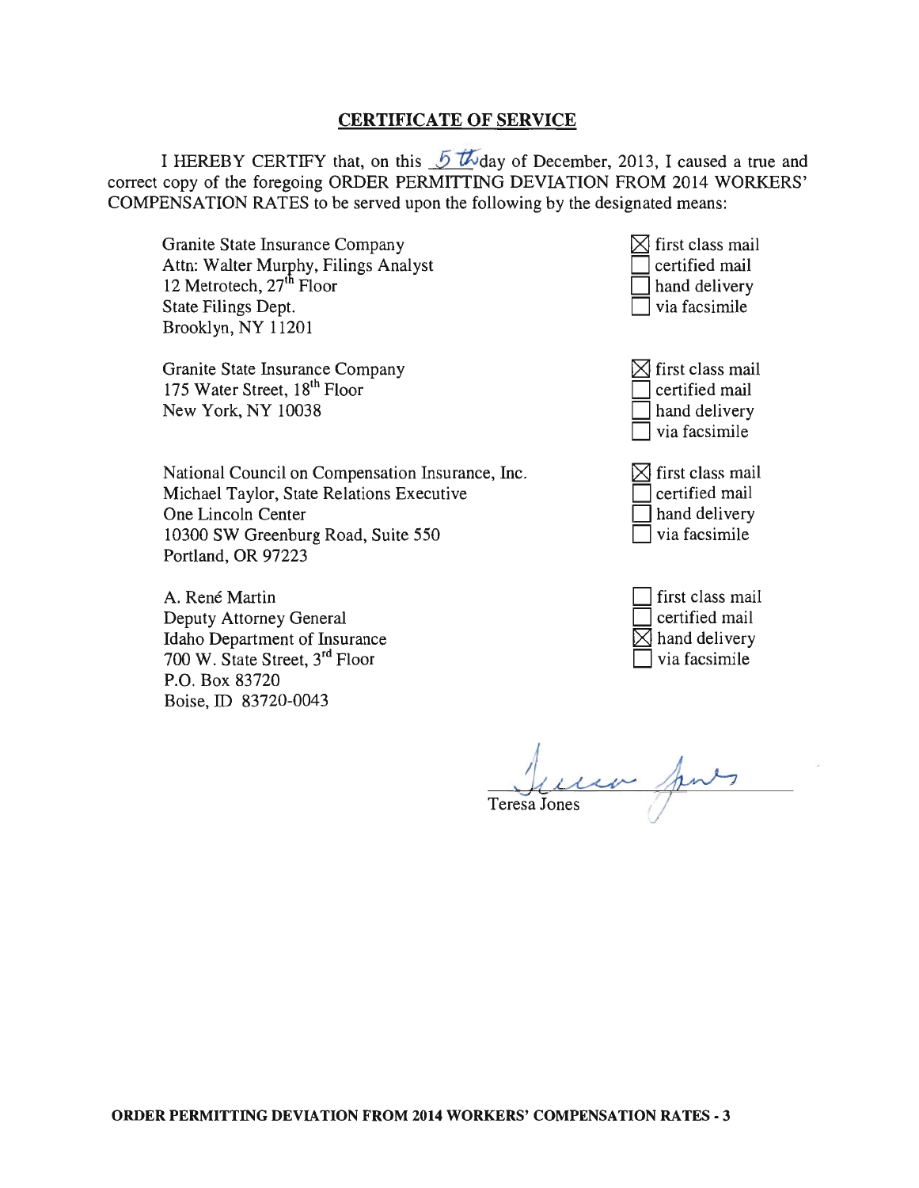## CERTIFICATE OF SERVICE

I HEREBY CERTIFY that, on this 5th day of December, 2013, I caused a true and correct copy of the foregoing ORDER PERMITTING DEVIATION FROM 2014 WORKERS' COMPENSATION RATES to be served upon the following by the designated means:

| | |
|---|---|
| Granite State Insurance Company<br>Attn: Walter Murphy, Filings Analyst<br>12 Metrotech, 27th Floor<br>State Filings Dept.<br>Brooklyn, NY 11201 | ☒ first class mail<br>☐ certified mail<br>☐ hand delivery<br>☐ via facsimile |
| Granite State Insurance Company<br>175 Water Street, 18th Floor<br>New York, NY 10038 | ☒ first class mail<br>☐ certified mail<br>☐ hand delivery<br>☐ via facsimile |
| National Council on Compensation Insurance, Inc.<br>Michael Taylor, State Relations Executive<br>One Lincoln Center<br>10300 SW Greenburg Road, Suite 550<br>Portland, OR 97223 | ☒ first class mail<br>☐ certified mail<br>☐ hand delivery<br>☐ via facsimile |
| A. René Martin<br>Deputy Attorney General<br>Idaho Department of Insurance<br>700 W. State Street, 3rd Floor<br>P.O. Box 83720<br>Boise, ID 83720-0043 | ☐ first class mail<br>☐ certified mail<br>☒ hand delivery<br>☐ via facsimile |

[Signature]

Teresa Jones